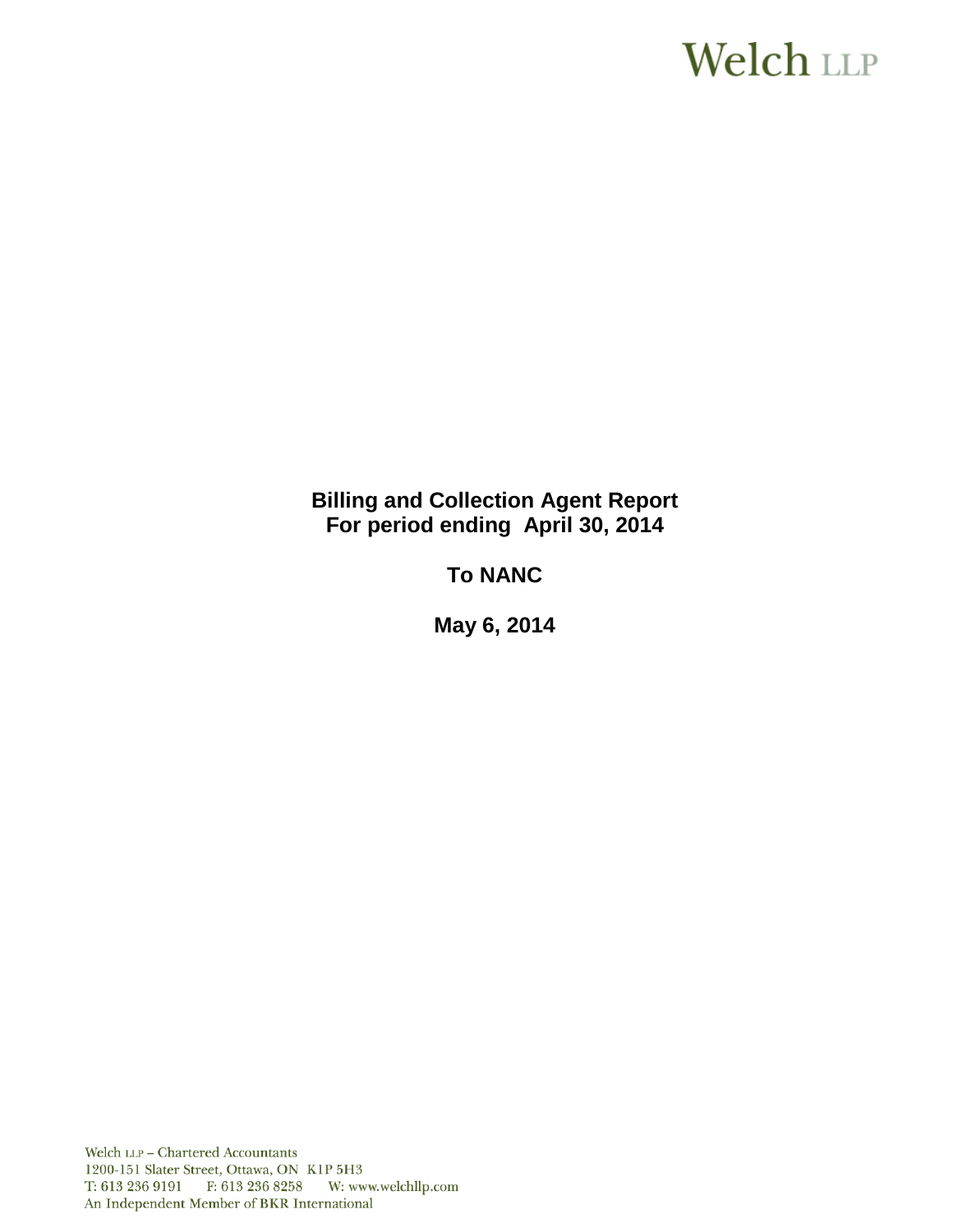Welch LLP

# Billing and Collection Agent Report
# For period ending April 30, 2014

## To NANC

## May 6, 2014

Welch LLP – Chartered Accountants
1200-151 Slater Street, Ottawa, ON K1P 5H3
T: 613 236 9191 F: 613 236 8258 W: www.welchllp.com
An Independent Member of BKR International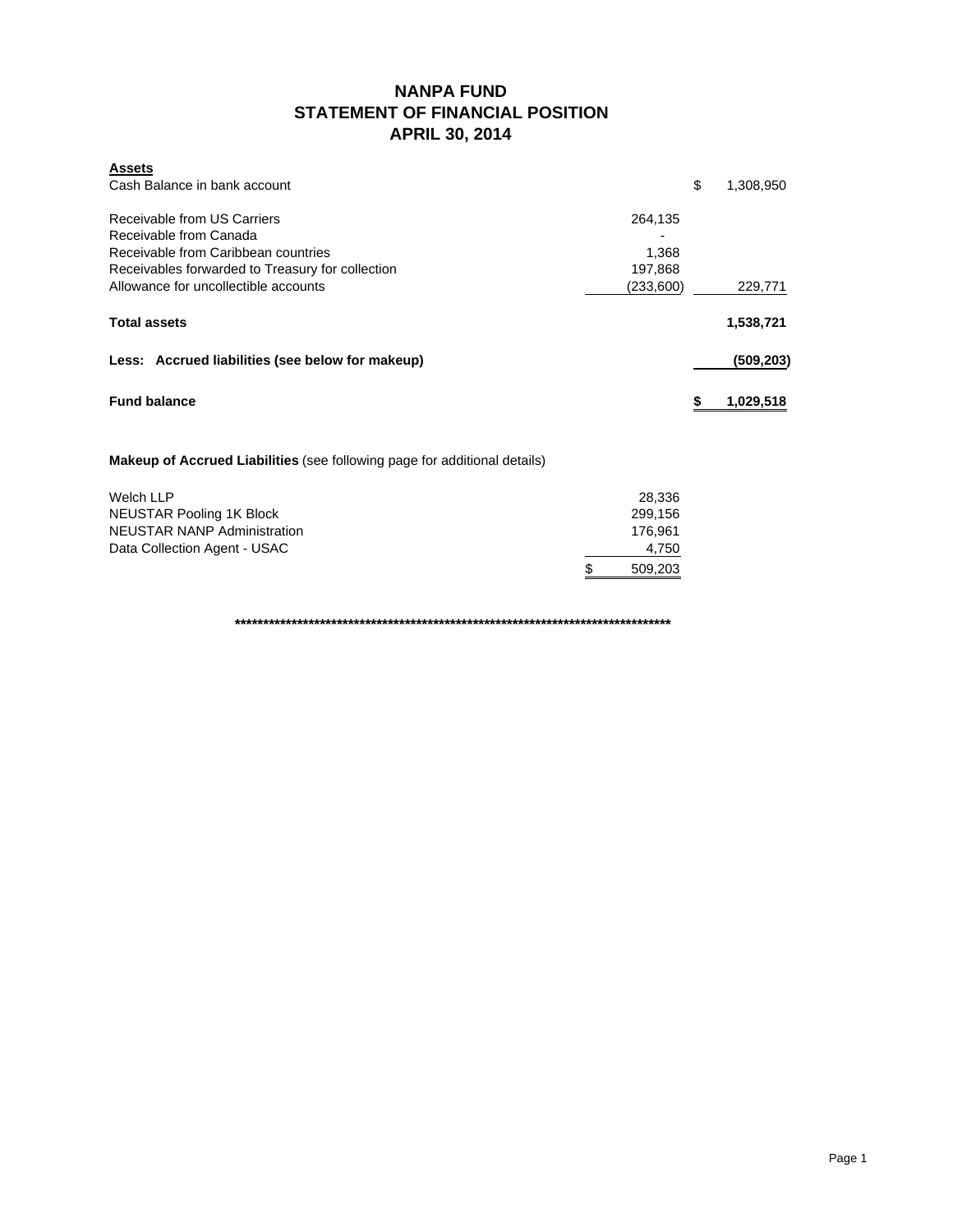# NANPA FUND
## STATEMENT OF FINANCIAL POSITION
## APRIL 30, 2014

| **Assets** | | |
|---|---|---|
| Cash Balance in bank account | | $ 1,308,950 |
| | | |
| Receivable from US Carriers | 264,135 | |
| Receivable from Canada | - | |
| Receivable from Caribbean countries | 1,368 | |
| Receivables forwarded to Treasury for collection | 197,868 | |
| Allowance for uncollectible accounts | (233,600) | 229,771 |
| | | |
| **Total assets** | | **1,538,721** |
| | | |
| **Less: Accrued liabilities (see below for makeup)** | | **(509,203)** |
| | | |
| **Fund balance** | | **$ 1,029,518** |

**Makeup of Accrued Liabilities** (see following page for additional details)

| | |
|---|---|
| Welch LLP | 28,336 |
| NEUSTAR Pooling 1K Block | 299,156 |
| NEUSTAR NANP Administration | 176,961 |
| Data Collection Agent - USAC | 4,750 |
| | $ 509,203 |

**********************************************************************************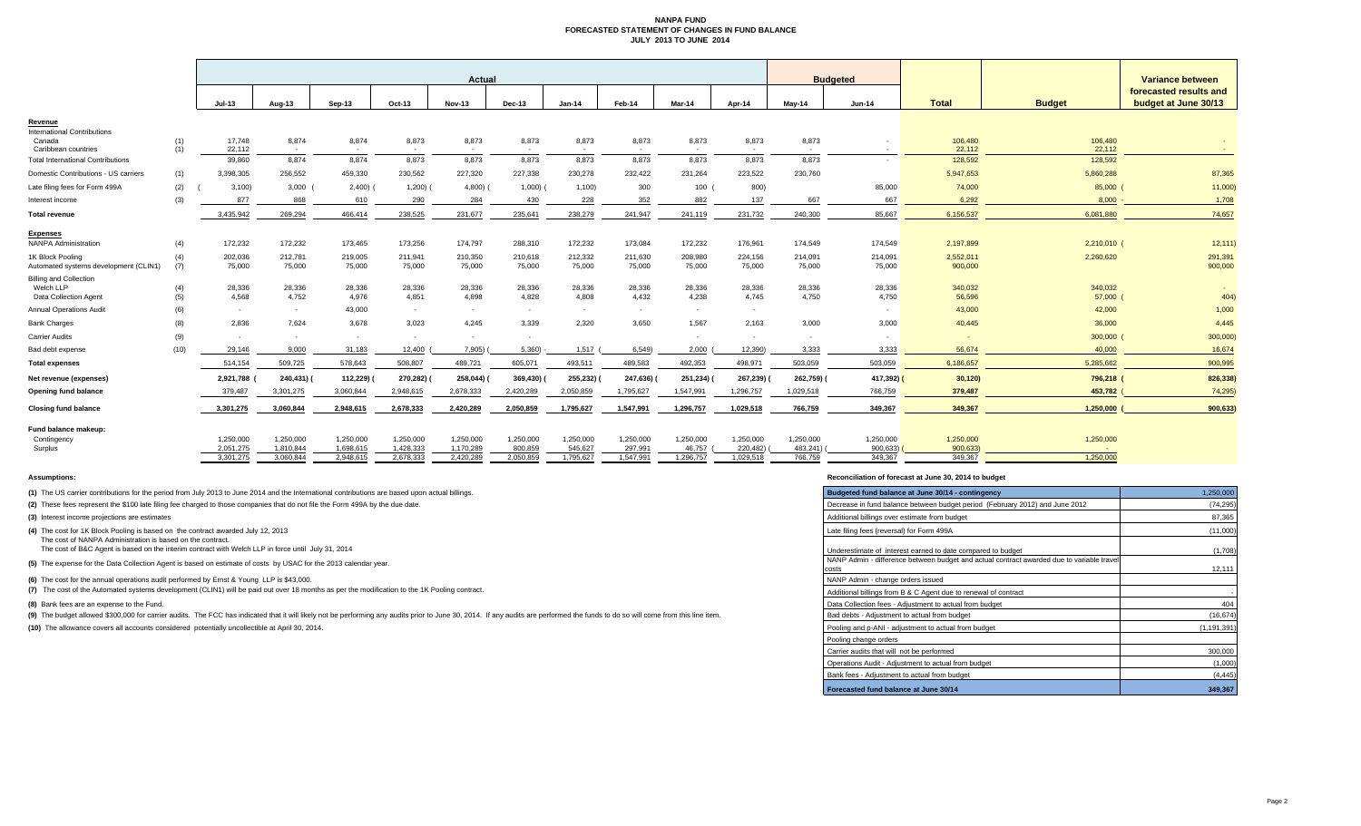# NANPA FUND
## FORECASTED STATEMENT OF CHANGES IN FUND BALANCE
### JULY 2013 TO JUNE 2014

| | | Actual | | | | | | | | | | Budgeted | | | | Variance between forecasted results and budget at June 30/13 |
|---|---|---|---|---|---|---|---|---|---|---|---|---|---|---|---|---|
| | | Jul-13 | Aug-13 | Sep-13 | Oct-13 | Nov-13 | Dec-13 | Jan-14 | Feb-14 | Mar-14 | Apr-14 | May-14 | Jun-14 | Total | Budget | |
| **Revenue** | | | | | | | | | | | | | | | | |
| International Contributions | | | | | | | | | | | | | | | | |
| Canada | (1) | 17,748 | 8,874 | 8,874 | 8,873 | 8,873 | 8,873 | 8,873 | 8,873 | 8,873 | 8,873 | 8,873 | - | 106,480 | 106,480 | - |
| Caribbean countries | (1) | 22,112 | - | - | - | - | - | - | - | - | - | - | - | 22,112 | 22,112 | - |
| Total International Contributions | | 39,860 | 8,874 | 8,874 | 8,873 | 8,873 | 8,873 | 8,873 | 8,873 | 8,873 | 8,873 | 8,873 | - | 128,592 | 128,592 | - |
| Domestic Contributions - US carriers | (1) | 3,398,305 | 256,552 | 459,330 | 230,562 | 227,320 | 227,338 | 230,278 | 232,422 | 231,264 | 223,522 | 230,760 | | 5,947,653 | 5,860,288 | 87,365 |
| Late filing fees for Form 499A | (2) | (3,100) | 3,000 | (2,400) | (1,200) | (4,800) | (1,000) | (1,100) | 300 | 100 | (800) | | 85,000 | 74,000 | 85,000 | (11,000) |
| Interest income | (3) | 877 | 868 | 610 | 290 | 284 | 430 | 228 | 352 | 882 | 137 | 667 | 667 | 6,292 | 8,000 | - 1,708 |
| **Total revenue** | | 3,435,942 | 269,294 | 466,414 | 238,525 | 231,677 | 235,641 | 238,279 | 241,947 | 241,119 | 231,732 | 240,300 | 85,667 | 6,156,537 | 6,081,880 | 74,657 |
| **Expenses** | | | | | | | | | | | | | | | | |
| NANPA Administration | (4) | 172,232 | 172,232 | 173,465 | 173,256 | 174,797 | 288,310 | 172,232 | 173,084 | 172,232 | 176,961 | 174,549 | 174,549 | 2,197,899 | 2,210,010 | (12,111) |
| 1K Block Pooling | (4) | 202,036 | 212,781 | 219,005 | 211,941 | 210,350 | 210,618 | 212,332 | 211,630 | 208,980 | 224,156 | 214,091 | 214,091 | 2,552,011 | 2,260,620 | 291,391 |
| Automated systems development (CLIN1) | (7) | 75,000 | 75,000 | 75,000 | 75,000 | 75,000 | 75,000 | 75,000 | 75,000 | 75,000 | 75,000 | 75,000 | 75,000 | 900,000 | | 900,000 |
| Billing and Collection | | | | | | | | | | | | | | | | |
| Welch LLP | (4) | 28,336 | 28,336 | 28,336 | 28,336 | 28,336 | 28,336 | 28,336 | 28,336 | 28,336 | 28,336 | 28,336 | 28,336 | 340,032 | 340,032 | - |
| Data Collection Agent | (5) | 4,568 | 4,752 | 4,976 | 4,851 | 4,898 | 4,828 | 4,808 | 4,432 | 4,238 | 4,745 | 4,750 | 4,750 | 56,596 | 57,000 | (404) |
| Annual Operations Audit | (6) | - | - | 43,000 | - | - | - | - | - | - | - | | - | 43,000 | 42,000 | 1,000 |
| Bank Charges | (8) | 2,836 | 7,624 | 3,678 | 3,023 | 4,245 | 3,339 | 2,320 | 3,650 | 1,567 | 2,163 | 3,000 | 3,000 | 40,445 | 36,000 | 4,445 |
| Carrier Audits | (9) | - | - | - | - | - | - | | | - | - | - | - | - | 300,000 | (300,000) |
| Bad debt expense | (10) | 29,146 | 9,000 | 31,183 | 12,400 | (7,905) | (5,360) | 1,517 | (6,549) | 2,000 | (12,390) | 3,333 | 3,333 | 56,674 | 40,000 | 16,674 |
| **Total expenses** | | 514,154 | 509,725 | 578,643 | 508,807 | 489,721 | 605,071 | 493,511 | 489,583 | 492,353 | 498,971 | 503,059 | 503,059 | 6,186,657 | 5,285,662 | 900,995 |
| **Net revenue (expenses)** | | 2,921,788 | (240,431) | (112,229) | (270,282) | (258,044) | (369,430) | (255,232) | (247,636) | (251,234) | (267,239) | (262,759) | (417,392) | (30,120) | 796,218 | (826,338) |
| **Opening fund balance** | | 379,487 | 3,301,275 | 3,060,844 | 2,948,615 | 2,678,333 | 2,420,289 | 2,050,859 | 1,795,627 | 1,547,991 | 1,296,757 | 1,029,518 | 766,759 | 379,487 | 453,782 | (74,295) |
| **Closing fund balance** | | 3,301,275 | 3,060,844 | 2,948,615 | 2,678,333 | 2,420,289 | 2,050,859 | 1,795,627 | 1,547,991 | 1,296,757 | 1,029,518 | 766,759 | 349,367 | 349,367 | 1,250,000 | (900,633) |
| **Fund balance makeup:** | | | | | | | | | | | | | | | | |
| Contingency | | 1,250,000 | 1,250,000 | 1,250,000 | 1,250,000 | 1,250,000 | 1,250,000 | 1,250,000 | 1,250,000 | 1,250,000 | 1,250,000 | 1,250,000 | 1,250,000 | 1,250,000 | 1,250,000 | |
| Surplus | | 2,051,275 | 1,810,844 | 1,698,615 | 1,428,333 | 1,170,289 | 800,859 | 545,627 | 297,991 | 46,757 | (220,482) | (483,241) | (900,633) | (900,633) | - | |
| | | 3,301,275 | 3,060,844 | 2,948,615 | 2,678,333 | 2,420,289 | 2,050,859 | 1,795,627 | 1,547,991 | 1,296,757 | 1,029,518 | 766,759 | 349,367 | 349,367 | 1,250,000 | |

**Assumptions:**

**(1)** The US carrier contributions for the period from July 2013 to June 2014 and the International contributions are based upon actual billings.

**(2)** These fees represent the $100 late filing fee charged to those companies that do not file the Form 499A by the due date.

**(3)** Interest income projections are estimates

**(4)** The cost for 1K Block Pooling is based on the contract awarded July 12, 2013
The cost of NANPA Administration is based on the contract.
The cost of B&C Agent is based on the interim contract with Welch LLP in force until July 31, 2014

**(5)** The expense for the Data Collection Agent is based on estimate of costs by USAC for the 2013 calendar year.

**(6)** The cost for the annual operations audit performed by Ernst & Young LLP is $43,000.

**(7)** The cost of the Automated systems development (CLIN1) will be paid out over 18 months as per the modification to the 1K Pooling contract.

**(8)** Bank fees are an expense to the Fund.

**(9)** The budget allowed $300,000 for carrier audits. The FCC has indicated that it will likely not be performing any audits prior to June 30, 2014. If any audits are performed the funds to do so will come from this line item.

**(10)** The allowance covers all accounts considered potentially uncollectible at April 30, 2014.

**Reconciliation of forecast at June 30, 2014 to budget**

| Item | Amount |
|---|---|
| **Budgeted fund balance at June 30/14 - contingency** | 1,250,000 |
| Decrease in fund balance between budget period (February 2012) and June 2012 | (74,295) |
| Additional billings over estimate from budget | 87,365 |
| Late filing fees (reversal) for Form 499A | (11,000) |
| Underestimate of interest earned to date compared to budget | (1,708) |
| NANP Admin - difference between budget and actual contract awarded due to variable travel costs | 12,111 |
| NANP Admin - change orders issued | |
| Additional billings from B & C Agent due to renewal of contract | - |
| Data Collection fees - Adjustment to actual from budget | 404 |
| Bad debts - Adjustment to actual from budget | (16,674) |
| Pooling and p-ANI - adjustment to actual from budget | (1,191,391) |
| Pooling change orders | |
| Carrier audits that will not be performed | 300,000 |
| Operations Audit - Adjustment to actual from budget | (1,000) |
| Bank fees - Adjustment to actual from budget | (4,445) |
| **Forecasted fund balance at June 30/14** | **349,367** |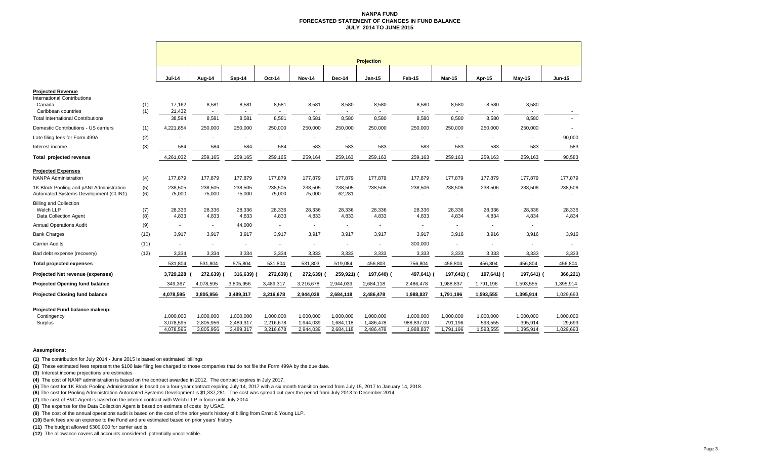# NANPA FUND
## FORECASTED STATEMENT OF CHANGES IN FUND BALANCE
### JULY 2014 TO JUNE 2015

| | | Projection | | | | | | | | | | | |
|---|---|---|---|---|---|---|---|---|---|---|---|---|---|
| | | Jul-14 | Aug-14 | Sep-14 | Oct-14 | Nov-14 | Dec-14 | Jan-15 | Feb-15 | Mar-15 | Apr-15 | May-15 | Jun-15 |
| **Projected Revenue** | | | | | | | | | | | | | |
| International Contributions | | | | | | | | | | | | | |
| Canada | (1) | 17,162 | 8,581 | 8,581 | 8,581 | 8,581 | 8,580 | 8,580 | 8,580 | 8,580 | 8,580 | 8,580 | - |
| Caribbean countries | (1) | 21,432 | - | - | - | - | - | - | - | - | - | - | - |
| Total International Contributions | | 38,594 | 8,581 | 8,581 | 8,581 | 8,581 | 8,580 | 8,580 | 8,580 | 8,580 | 8,580 | 8,580 | - |
| Domestic Contributions - US carriers | (1) | 4,221,854 | 250,000 | 250,000 | 250,000 | 250,000 | 250,000 | 250,000 | 250,000 | 250,000 | 250,000 | 250,000 | - |
| Late filing fees for Form 499A | (2) | - | - | - | - | - | - | - | - | - | - | - | 90,000 |
| Interest income | (3) | 584 | 584 | 584 | 584 | 583 | 583 | 583 | 583 | 583 | 583 | 583 | 583 |
| **Total projected revenue** | | 4,261,032 | 259,165 | 259,165 | 259,165 | 259,164 | 259,163 | 259,163 | 259,163 | 259,163 | 259,163 | 259,163 | 90,583 |
| **Projected Expenses** | | | | | | | | | | | | | |
| NANPA Administration | (4) | 177,879 | 177,879 | 177,879 | 177,879 | 177,879 | 177,879 | 177,879 | 177,879 | 177,879 | 177,879 | 177,879 | 177,879 |
| 1K Block Pooling and pANI Administration | (5) | 238,505 | 238,505 | 238,505 | 238,505 | 238,505 | 238,505 | 238,505 | 238,506 | 238,506 | 238,506 | 238,506 | 238,506 |
| Automated Systems Development (CLIN1) | (6) | 75,000 | 75,000 | 75,000 | 75,000 | 75,000 | 62,281 | - | - | - | - | - | - |
| Billing and Collection | | | | | | | | | | | | | |
| Welch LLP | (7) | 28,336 | 28,336 | 28,336 | 28,336 | 28,336 | 28,336 | 28,336 | 28,336 | 28,336 | 28,336 | 28,336 | 28,336 |
| Data Collection Agent | (8) | 4,833 | 4,833 | 4,833 | 4,833 | 4,833 | 4,833 | 4,833 | 4,833 | 4,834 | 4,834 | 4,834 | 4,834 |
| Annual Operations Audit | (9) | - | - | 44,000 | - | - | - | - | - | - | - | - | - |
| Bank Charges | (10) | 3,917 | 3,917 | 3,917 | 3,917 | 3,917 | 3,917 | 3,917 | 3,917 | 3,916 | 3,916 | 3,916 | 3,916 |
| Carrier Audits | (11) | - | - | - | - | - | - | - | 300,000 | - | - | - | - |
| Bad debt expense (recovery) | (12) | 3,334 | 3,334 | 3,334 | 3,334 | 3,333 | 3,333 | 3,333 | 3,333 | 3,333 | 3,333 | 3,333 | 3,333 |
| **Total projected expenses** | | 531,804 | 531,804 | 575,804 | 531,804 | 531,803 | 519,084 | 456,803 | 756,804 | 456,804 | 456,804 | 456,804 | 456,804 |
| **Projected Net revenue (expenses)** | | 3,729,228 | (272,639) | (316,639) | (272,639) | (272,639) | (259,921) | (197,640) | (497,641) | (197,641) | (197,641) | (197,641) | (366,221) |
| **Projected Opening fund balance** | | 349,367 | 4,078,595 | 3,805,956 | 3,489,317 | 3,216,678 | 2,944,039 | 2,684,118 | 2,486,478 | 1,988,837 | 1,791,196 | 1,593,555 | 1,395,914 |
| **Projected Closing fund balance** | | 4,078,595 | 3,805,956 | 3,489,317 | 3,216,678 | 2,944,039 | 2,684,118 | 2,486,478 | 1,988,837 | 1,791,196 | 1,593,555 | 1,395,914 | 1,029,693 |
| **Projected Fund balance makeup:** | | | | | | | | | | | | | |
| Contingency | | 1,000,000 | 1,000,000 | 1,000,000 | 1,000,000 | 1,000,000 | 1,000,000 | 1,000,000 | 1,000,000 | 1,000,000 | 1,000,000 | 1,000,000 | 1,000,000 |
| Surplus | | 3,078,595 | 2,805,956 | 2,489,317 | 2,216,678 | 1,944,039 | 1,684,118 | 1,486,478 | 988,837.00 | 791,196 | 593,555 | 395,914 | 29,693 |
| | | 4,078,595 | 3,805,956 | 3,489,317 | 3,216,678 | 2,944,039 | 2,684,118 | 2,486,478 | 1,988,837 | 1,791,196 | 1,593,555 | 1,395,914 | 1,029,693 |

**Assumptions:**

**(1)** The contribution for July 2014 - June 2015 is based on estimated billings

**(2)** These estimated fees represent the $100 late filing fee charged to those companies that do not file the Form 499A by the due date.

**(3)** Interest income projections are estimates

**(4)** The cost of NANP administration is based on the contract awarded in 2012. The contract expires in July 2017.

**(5)** The cost for 1K Block Pooling Administration is based on a four-year contract expiring July 14, 2017 with a six month transition period from July 15, 2017 to January 14, 2018.

**(6)** The cost for Pooling Administration Automated Systems Development is $1,337,281. The cost was spread out over the period from July 2013 to December 2014.

**(7)** The cost of B&C Agent is based on the interim contract with Welch LLP in force until July 2014.

**(8)** The expense for the Data Collection Agent is based on estimate of costs by USAC.

**(9)** The cost of the annual operations audit is based on the cost of the prior year's history of billing from Ernst & Young LLP.

**(10)** Bank fees are an expense to the Fund and are estimated based on prior years' history.

**(11)** The budget allowed $300,000 for carrier audits.

**(12)** The allowance covers all accounts considered potentially uncollectible.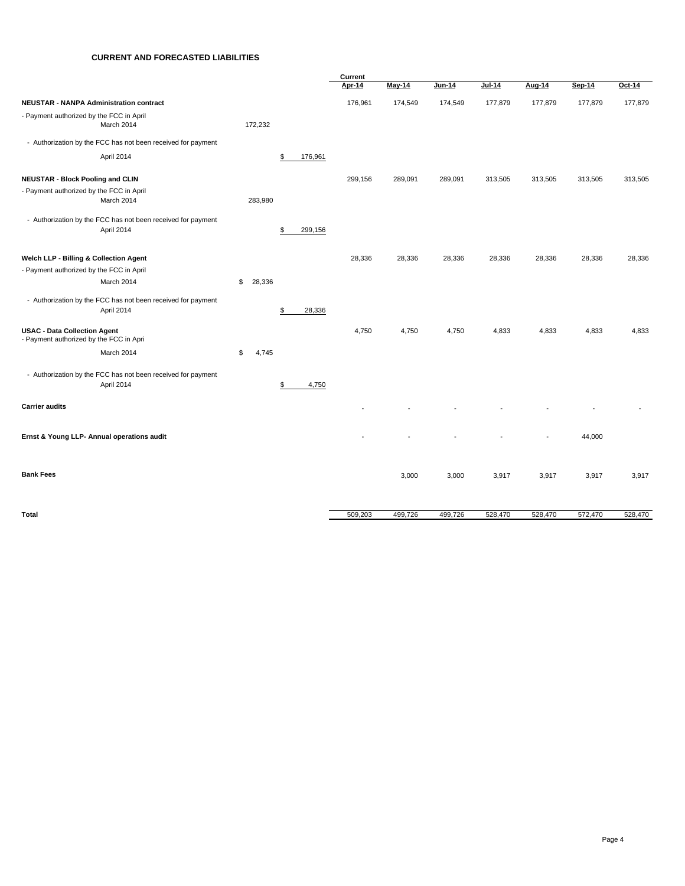## CURRENT AND FORECASTED LIABILITIES

| | | | Current Apr-14 | May-14 | Jun-14 | Jul-14 | Aug-14 | Sep-14 | Oct-14 |
|---|---|---|---|---|---|---|---|---|---|
| **NEUSTAR - NANPA Administration contract** | | | 176,961 | 174,549 | 174,549 | 177,879 | 177,879 | 177,879 | 177,879 |
| - Payment authorized by the FCC in April March 2014 | 172,232 | | | | | | | | |
| - Authorization by the FCC has not been received for payment | | | | | | | | | |
| April 2014 | | $ 176,961 | | | | | | | |
| **NEUSTAR - Block Pooling and CLIN** | | | 299,156 | 289,091 | 289,091 | 313,505 | 313,505 | 313,505 | 313,505 |
| - Payment authorized by the FCC in April March 2014 | 283,980 | | | | | | | | |
| - Authorization by the FCC has not been received for payment April 2014 | | $ 299,156 | | | | | | | |
| **Welch LLP - Billing & Collection Agent** | | | 28,336 | 28,336 | 28,336 | 28,336 | 28,336 | 28,336 | 28,336 |
| - Payment authorized by the FCC in April | | | | | | | | | |
| March 2014 | $ 28,336 | | | | | | | | |
| - Authorization by the FCC has not been received for payment April 2014 | | $ 28,336 | | | | | | | |
| **USAC - Data Collection Agent** - Payment authorized by the FCC in Apri | | | 4,750 | 4,750 | 4,750 | 4,833 | 4,833 | 4,833 | 4,833 |
| March 2014 | $ 4,745 | | | | | | | | |
| - Authorization by the FCC has not been received for payment April 2014 | | $ 4,750 | | | | | | | |
| **Carrier audits** | | | - | - | - | - | - | - | - |
| **Ernst & Young LLP- Annual operations audit** | | | - | - | - | - | - | 44,000 | |
| **Bank Fees** | | | | 3,000 | 3,000 | 3,917 | 3,917 | 3,917 | 3,917 |
| **Total** | | | 509,203 | 499,726 | 499,726 | 528,470 | 528,470 | 572,470 | 528,470 |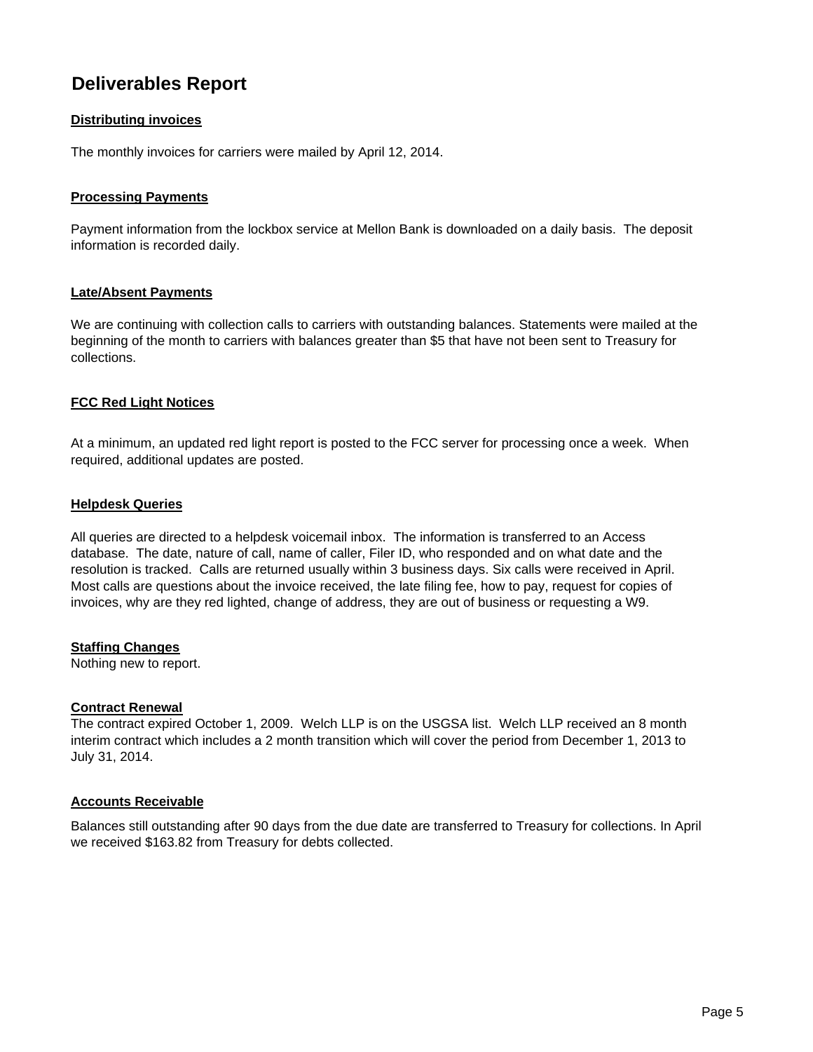# Deliverables Report

**Distributing invoices**

The monthly invoices for carriers were mailed by April 12, 2014.

**Processing Payments**

Payment information from the lockbox service at Mellon Bank is downloaded on a daily basis. The deposit information is recorded daily.

**Late/Absent Payments**

We are continuing with collection calls to carriers with outstanding balances. Statements were mailed at the beginning of the month to carriers with balances greater than $5 that have not been sent to Treasury for collections.

**FCC Red Light Notices**

At a minimum, an updated red light report is posted to the FCC server for processing once a week. When required, additional updates are posted.

**Helpdesk Queries**

All queries are directed to a helpdesk voicemail inbox. The information is transferred to an Access database. The date, nature of call, name of caller, Filer ID, who responded and on what date and the resolution is tracked. Calls are returned usually within 3 business days. Six calls were received in April. Most calls are questions about the invoice received, the late filing fee, how to pay, request for copies of invoices, why are they red lighted, change of address, they are out of business or requesting a W9.

**Staffing Changes**

Nothing new to report.

**Contract Renewal**

The contract expired October 1, 2009. Welch LLP is on the USGSA list. Welch LLP received an 8 month interim contract which includes a 2 month transition which will cover the period from December 1, 2013 to July 31, 2014.

**Accounts Receivable**

Balances still outstanding after 90 days from the due date are transferred to Treasury for collections. In April we received $163.82 from Treasury for debts collected.